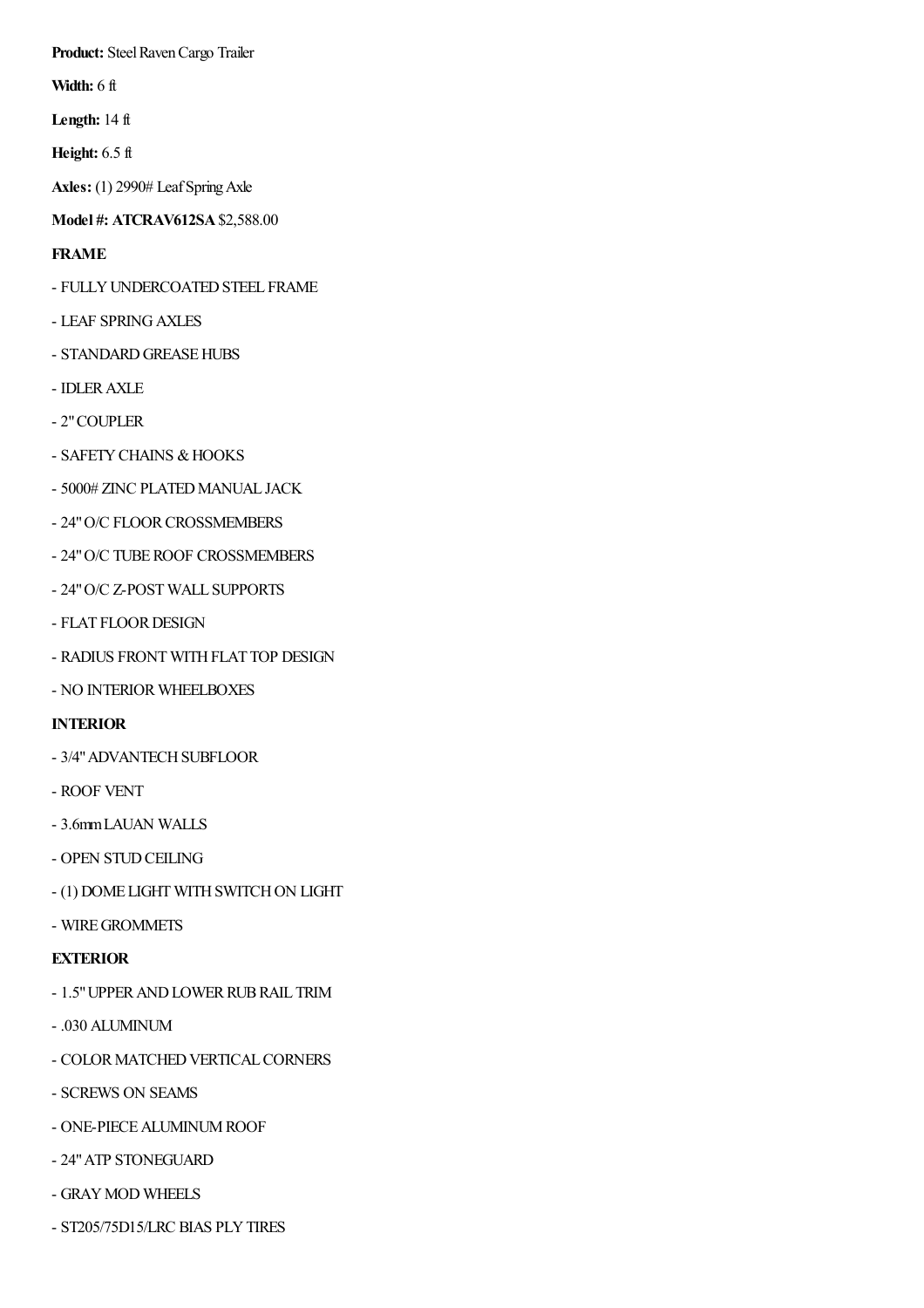**Product:** Steel Raven Cargo Trailer

**Width:** 6 ft

**Length:** 14 ft

**Height:** 6.5 ft

**Axles:** (1) 2990# Leaf Spring Axle

**Model #: ATCRAV612SA** $2,588.00

**FRAME**

- FULLY UNDERCOATED STEEL FRAME
- LEAF SPRING AXLES
- STANDARD GREASE HUBS
- IDLER AXLE
- 2" COUPLER
- SAFETY CHAINS & HOOKS
- 5000# ZINC PLATED MANUAL JACK
- 24" O/C FLOOR CROSSMEMBERS
- 24" O/C TUBE ROOF CROSSMEMBERS
- 24" O/C Z-POST WALL SUPPORTS
- FLAT FLOOR DESIGN
- RADIUS FRONT WITH FLAT TOP DESIGN
- NO INTERIOR WHEELBOXES

**INTERIOR**

- 3/4" ADVANTECH SUBFLOOR
- ROOF VENT
- 3.6mm LAUAN WALLS
- OPEN STUD CEILING
- (1) DOME LIGHT WITH SWITCH ON LIGHT
- WIRE GROMMETS

**EXTERIOR**

- 1.5" UPPER AND LOWER RUB RAIL TRIM
- .030 ALUMINUM
- COLOR MATCHED VERTICAL CORNERS
- SCREWS ON SEAMS
- ONE-PIECE ALUMINUM ROOF
- 24" ATP STONEGUARD
- GRAY MOD WHEELS
- ST205/75D15/LRC BIAS PLY TIRES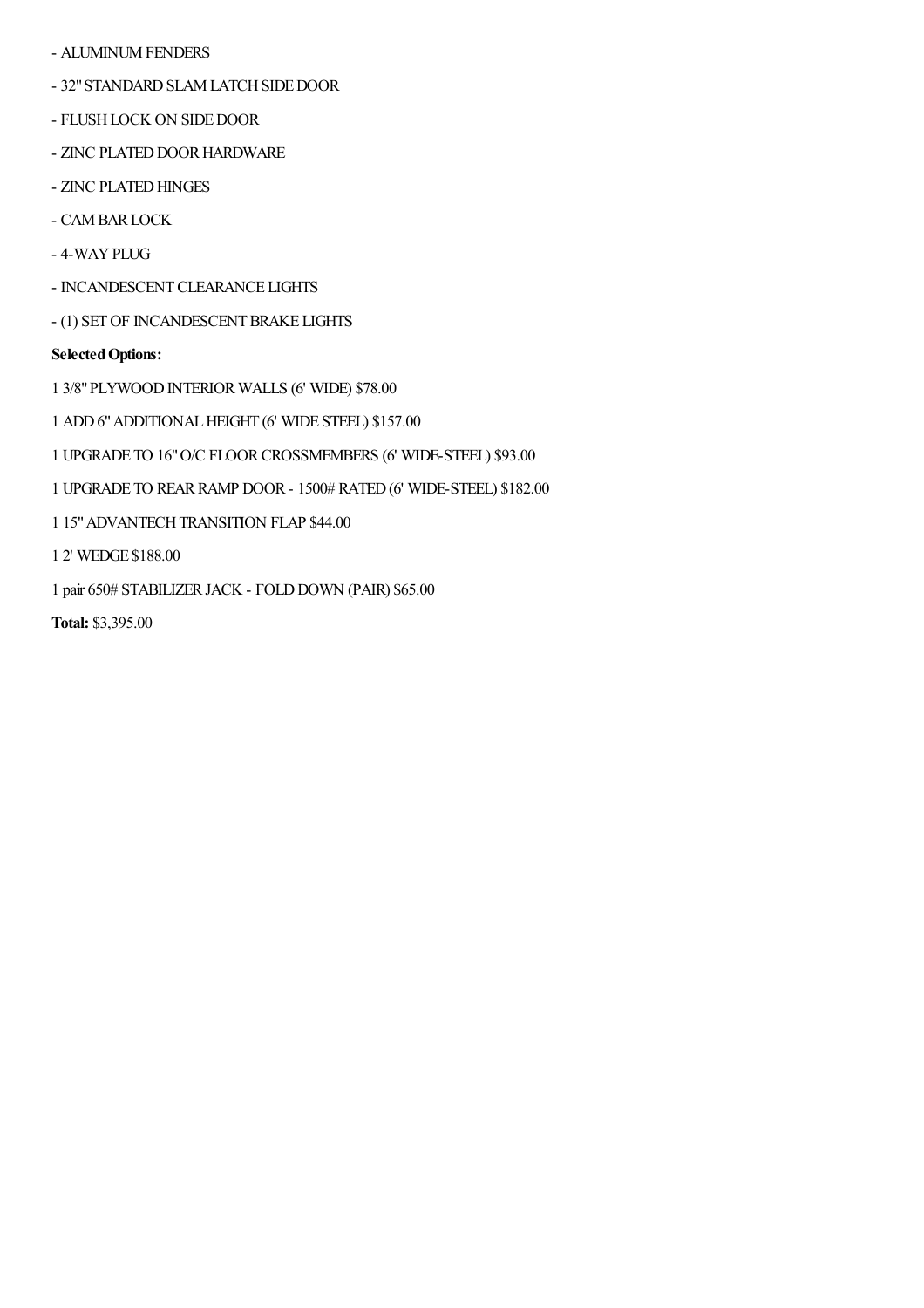- ALUMINUM FENDERS
- 32" STANDARD SLAM LATCH SIDE DOOR
- FLUSH LOCK ON SIDE DOOR
- ZINC PLATED DOOR HARDWARE
- ZINC PLATED HINGES
- CAM BAR LOCK
- 4-WAY PLUG
- INCANDESCENT CLEARANCE LIGHTS
- (1) SET OF INCANDESCENT BRAKE LIGHTS

**Selected Options:**

1 3/8" PLYWOOD INTERIOR WALLS (6' WIDE) $78.00

1 ADD 6" ADDITIONAL HEIGHT (6' WIDE STEEL) $157.00

1 UPGRADE TO 16" O/C FLOOR CROSSMEMBERS (6' WIDE-STEEL) $93.00

1 UPGRADE TO REAR RAMP DOOR - 1500# RATED (6' WIDE-STEEL) $182.00

1 15" ADVANTECH TRANSITION FLAP $44.00

1 2' WEDGE $188.00

1 pair 650# STABILIZER JACK - FOLD DOWN (PAIR) $65.00

**Total:** $3,395.00